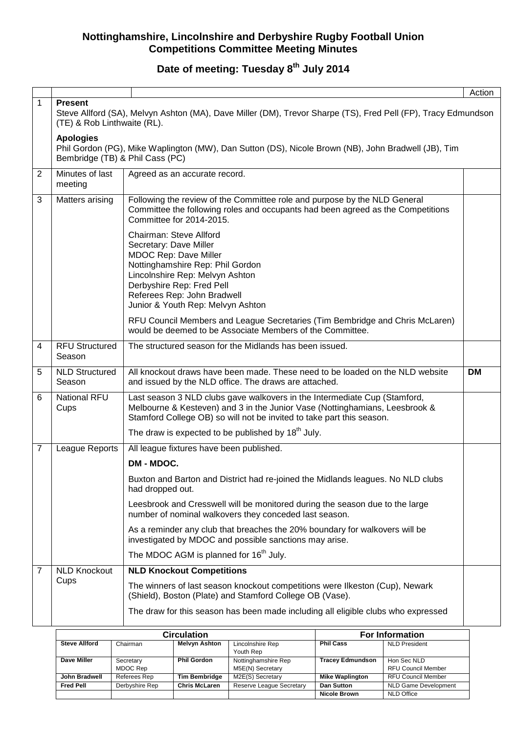# Nottinghamshire, Lincolnshire and Derbyshire Rugby Football Union Competitions Committee Meeting Minutes

## Date of meeting: Tuesday 8th July 2014

| | | | Action |
|---|---|---|---|
| 1 | **Present**<br>Steve Allford (SA), Melvyn Ashton (MA), Dave Miller (DM), Trevor Sharpe (TS), Fred Pell (FP), Tracy Edmundson (TE) & Rob Linthwaite (RL).<br><br>**Apologies**<br>Phil Gordon (PG), Mike Waplington (MW), Dan Sutton (DS), Nicole Brown (NB), John Bradwell (JB), Tim Bembridge (TB) & Phil Cass (PC) | | |
| 2 | Minutes of last meeting | Agreed as an accurate record. | |
| 3 | Matters arising | Following the review of the Committee role and purpose by the NLD General Committee the following roles and occupants had been agreed as the Competitions Committee for 2014-2015.<br><br>Chairman: Steve Allford<br>Secretary: Dave Miller<br>MDOC Rep: Dave Miller<br>Nottinghamshire Rep: Phil Gordon<br>Lincolnshire Rep: Melvyn Ashton<br>Derbyshire Rep: Fred Pell<br>Referees Rep: John Bradwell<br>Junior & Youth Rep: Melvyn Ashton<br><br>RFU Council Members and League Secretaries (Tim Bembridge and Chris McLaren) would be deemed to be Associate Members of the Committee. | |
| 4 | RFU Structured Season | The structured season for the Midlands has been issued. | |
| 5 | NLD Structured Season | All knockout draws have been made. These need to be loaded on the NLD website and issued by the NLD office. The draws are attached. | **DM** |
| 6 | National RFU Cups | Last season 3 NLD clubs gave walkovers in the Intermediate Cup (Stamford, Melbourne & Kesteven) and 3 in the Junior Vase (Nottinghamians, Leesbrook & Stamford College OB) so will not be invited to take part this season.<br><br>The draw is expected to be published by 18th July. | |
| 7 | League Reports | All league fixtures have been published.<br><br>**DM - MDOC.**<br><br>Buxton and Barton and District had re-joined the Midlands leagues. No NLD clubs had dropped out.<br><br>Leesbrook and Cresswell will be monitored during the season due to the large number of nominal walkovers they conceded last season.<br><br>As a reminder any club that breaches the 20% boundary for walkovers will be investigated by MDOC and possible sanctions may arise.<br><br>The MDOC AGM is planned for 16th July. | |
| 7 | NLD Knockout Cups | **NLD Knockout Competitions**<br><br>The winners of last season knockout competitions were Ilkeston (Cup), Newark (Shield), Boston (Plate) and Stamford College OB (Vase).<br><br>The draw for this season has been made including all eligible clubs who expressed | |

| Circulation | | | | For Information | |
|---|---|---|---|---|---|
| **Steve Allford** | Chairman | **Melvyn Ashton** | Lincolnshire Rep<br>Youth Rep | **Phil Cass** | NLD President |
| **Dave Miller** | Secretary<br>MDOC Rep | **Phil Gordon** | Nottinghamshire Rep<br>M5E(N) Secretary | **Tracey Edmundson** | Hon Sec NLD<br>RFU Council Member |
| **John Bradwell** | Referees Rep | **Tim Bembridge** | M2E(S) Secretary | **Mike Waplington** | RFU Council Member |
| **Fred Pell** | Derbyshire Rep | **Chris McLaren** | Reserve League Secretary | **Dan Sutton** | NLD Game Development |
| | | | | **Nicole Brown** | NLD Office |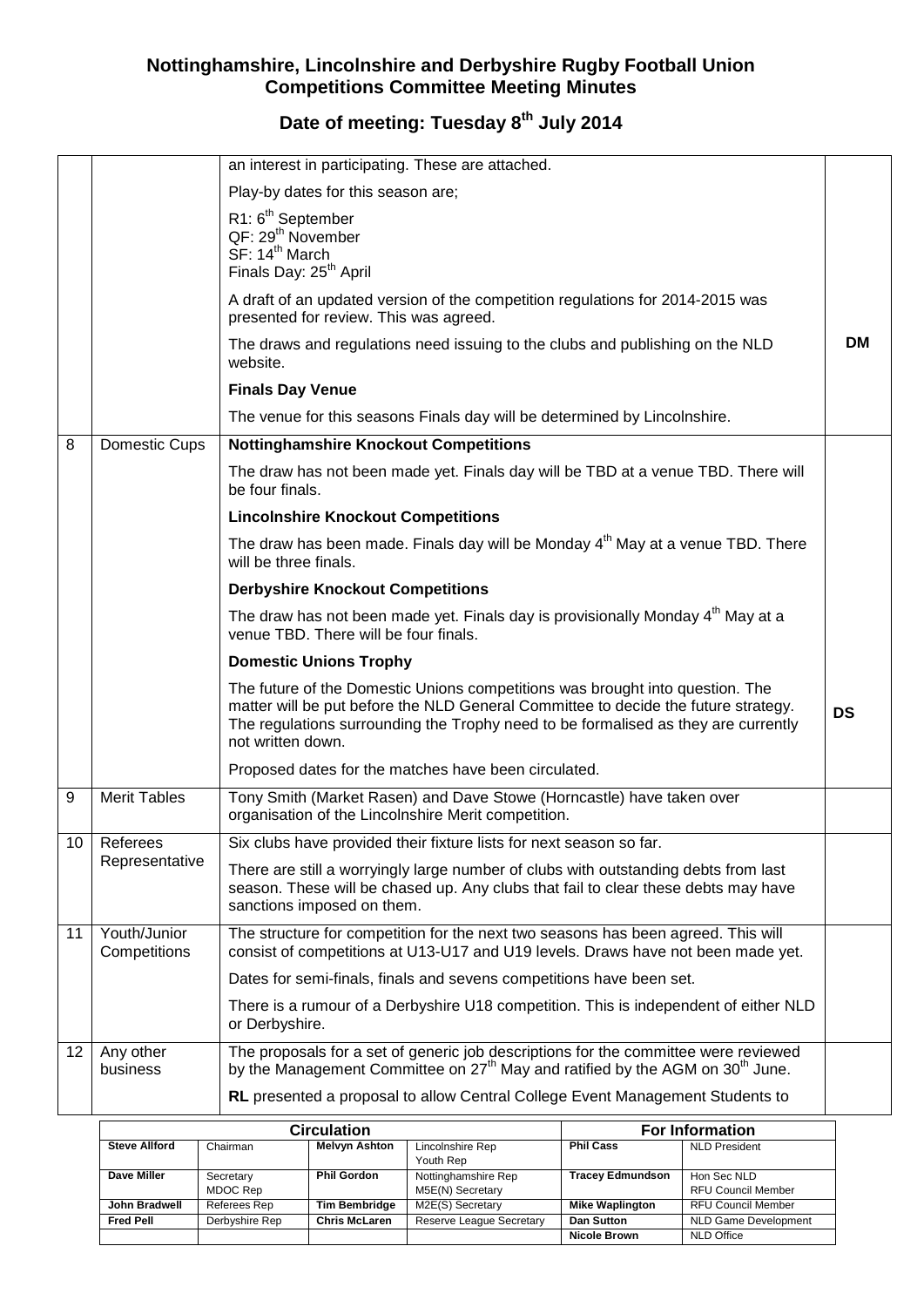## Nottinghamshire, Lincolnshire and Derbyshire Rugby Football Union Competitions Committee Meeting Minutes

### Date of meeting: Tuesday 8th July 2014

| | | | |
|---|---|---|---|
| | | an interest in participating. These are attached.<br><br>Play-by dates for this season are;<br><br>R1: 6th September<br>QF: 29th November<br>SF: 14th March<br>Finals Day: 25th April<br><br>A draft of an updated version of the competition regulations for 2014-2015 was presented for review. This was agreed.<br><br>The draws and regulations need issuing to the clubs and publishing on the NLD website.<br><br>**Finals Day Venue**<br><br>The venue for this seasons Finals day will be determined by Lincolnshire. | **DM** |
| 8 | Domestic Cups | **Nottinghamshire Knockout Competitions**<br><br>The draw has not been made yet. Finals day will be TBD at a venue TBD. There will be four finals.<br><br>**Lincolnshire Knockout Competitions**<br><br>The draw has been made. Finals day will be Monday 4th May at a venue TBD. There will be three finals.<br><br>**Derbyshire Knockout Competitions**<br><br>The draw has not been made yet. Finals day is provisionally Monday 4th May at a venue TBD. There will be four finals.<br><br>**Domestic Unions Trophy**<br><br>The future of the Domestic Unions competitions was brought into question. The matter will be put before the NLD General Committee to decide the future strategy. The regulations surrounding the Trophy need to be formalised as they are currently not written down.<br><br>Proposed dates for the matches have been circulated. | **DS** |
| 9 | Merit Tables | Tony Smith (Market Rasen) and Dave Stowe (Horncastle) have taken over organisation of the Lincolnshire Merit competition. | |
| 10 | Referees Representative | Six clubs have provided their fixture lists for next season so far.<br><br>There are still a worryingly large number of clubs with outstanding debts from last season. These will be chased up. Any clubs that fail to clear these debts may have sanctions imposed on them. | |
| 11 | Youth/Junior Competitions | The structure for competition for the next two seasons has been agreed. This will consist of competitions at U13-U17 and U19 levels. Draws have not been made yet.<br><br>Dates for semi-finals, finals and sevens competitions have been set.<br><br>There is a rumour of a Derbyshire U18 competition. This is independent of either NLD or Derbyshire. | |
| 12 | Any other business | The proposals for a set of generic job descriptions for the committee were reviewed by the Management Committee on 27th May and ratified by the AGM on 30th June.<br><br>**RL** presented a proposal to allow Central College Event Management Students to | |

| Circulation | | | | For Information | |
|---|---|---|---|---|---|
| **Steve Allford** | Chairman | **Melvyn Ashton** | Lincolnshire Rep<br>Youth Rep | **Phil Cass** | NLD President |
| **Dave Miller** | Secretary<br>MDOC Rep | **Phil Gordon** | Nottinghamshire Rep<br>M5E(N) Secretary | **Tracey Edmundson** | Hon Sec NLD<br>RFU Council Member |
| **John Bradwell** | Referees Rep | **Tim Bembridge** | M2E(S) Secretary | **Mike Waplington** | RFU Council Member |
| **Fred Pell** | Derbyshire Rep | **Chris McLaren** | Reserve League Secretary | **Dan Sutton** | NLD Game Development |
| | | | | **Nicole Brown** | NLD Office |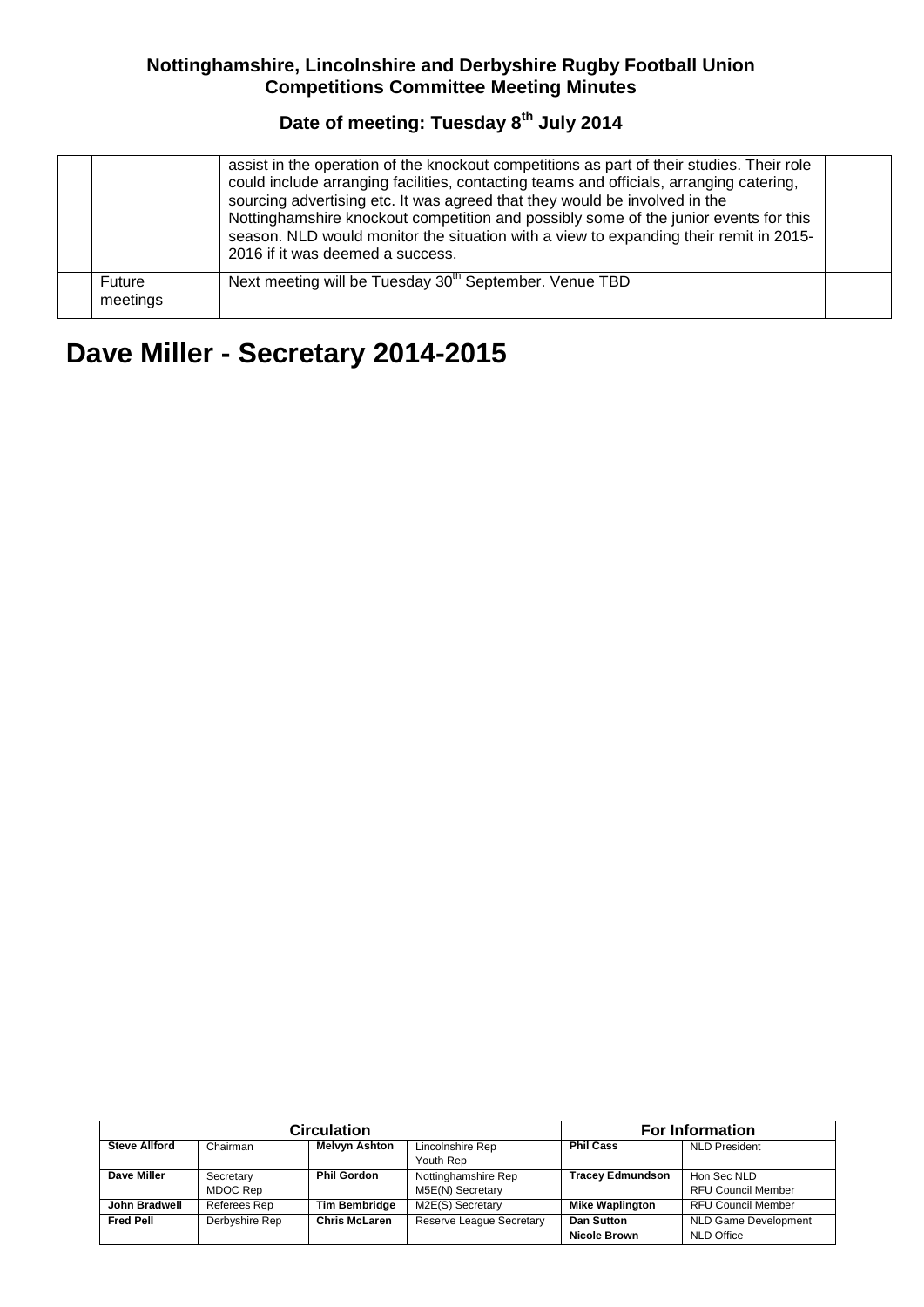| | | | |
|---|---|---|---|
| | | assist in the operation of the knockout competitions as part of their studies. Their role could include arranging facilities, contacting teams and officials, arranging catering, sourcing advertising etc. It was agreed that they would be involved in the Nottinghamshire knockout competition and possibly some of the junior events for this season. NLD would monitor the situation with a view to expanding their remit in 2015-2016 if it was deemed a success. | |
| | Future meetings | Next meeting will be Tuesday 30th September. Venue TBD | |

# Dave Miller - Secretary 2014-2015

| Circulation | | | | For Information | |
|---|---|---|---|---|---|
| **Steve Allford** | Chairman | **Melvyn Ashton** | Lincolnshire Rep<br>Youth Rep | **Phil Cass** | NLD President |
| **Dave Miller** | Secretary<br>MDOC Rep | **Phil Gordon** | Nottinghamshire Rep<br>M5E(N) Secretary | **Tracey Edmundson** | Hon Sec NLD<br>RFU Council Member |
| **John Bradwell** | Referees Rep | **Tim Bembridge** | M2E(S) Secretary | **Mike Waplington** | RFU Council Member |
| **Fred Pell** | Derbyshire Rep | **Chris McLaren** | Reserve League Secretary | **Dan Sutton** | NLD Game Development |
| | | | | **Nicole Brown** | NLD Office |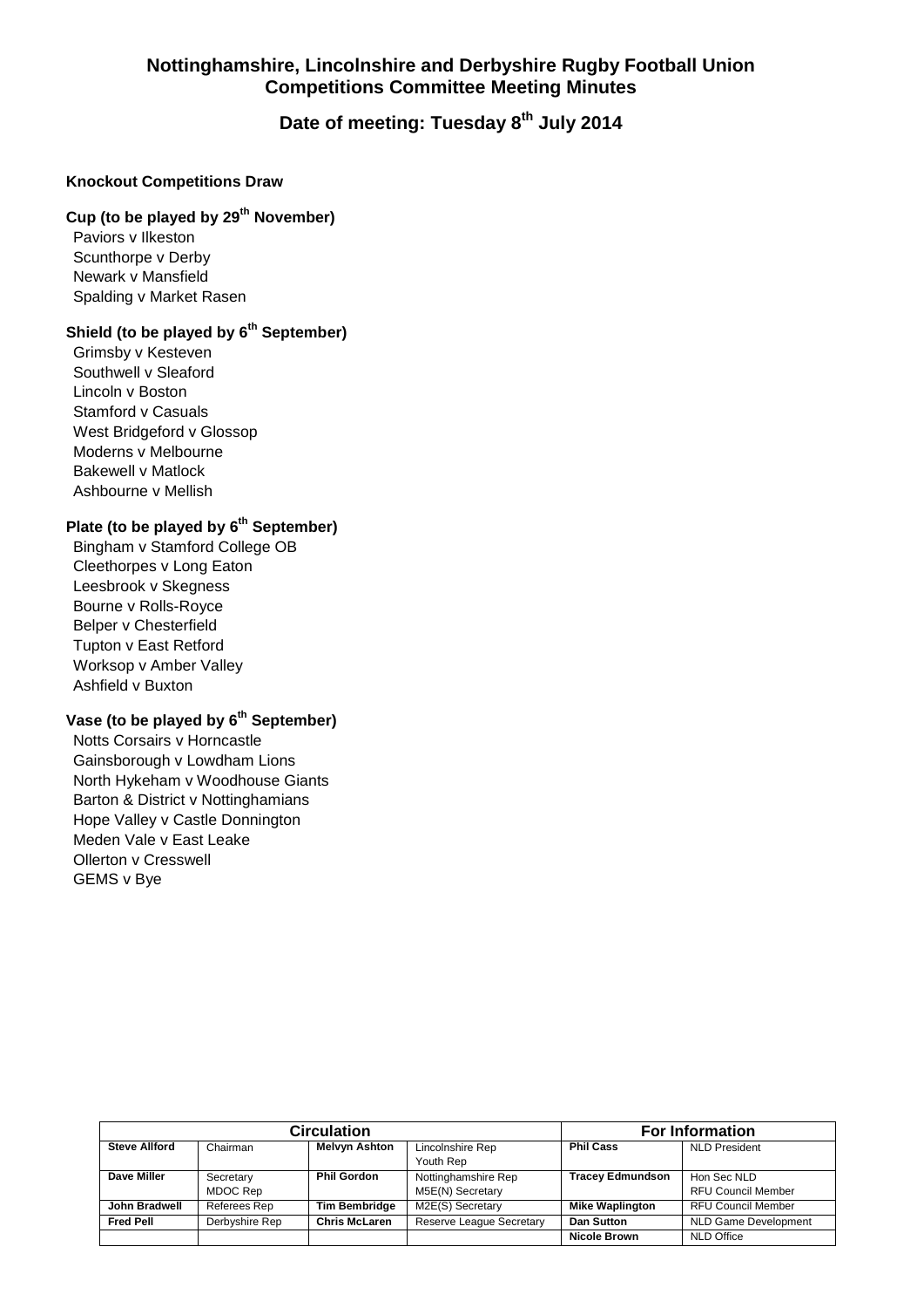# Nottinghamshire, Lincolnshire and Derbyshire Rugby Football Union
## Competitions Committee Meeting Minutes

## Date of meeting: Tuesday 8th July 2014

**Knockout Competitions Draw**

### Cup (to be played by 29th November)

Paviors v Ilkeston
Scunthorpe v Derby
Newark v Mansfield
Spalding v Market Rasen

### Shield (to be played by 6th September)

Grimsby v Kesteven
Southwell v Sleaford
Lincoln v Boston
Stamford v Casuals
West Bridgeford v Glossop
Moderns v Melbourne
Bakewell v Matlock
Ashbourne v Mellish

### Plate (to be played by 6th September)

Bingham v Stamford College OB
Cleethorpes v Long Eaton
Leesbrook v Skegness
Bourne v Rolls-Royce
Belper v Chesterfield
Tupton v East Retford
Worksop v Amber Valley
Ashfield v Buxton

### Vase (to be played by 6th September)

Notts Corsairs v Horncastle
Gainsborough v Lowdham Lions
North Hykeham v Woodhouse Giants
Barton & District v Nottinghamians
Hope Valley v Castle Donnington
Meden Vale v East Leake
Ollerton v Cresswell
GEMS v Bye

| Circulation | | | | For Information | |
|---|---|---|---|---|---|
| **Steve Allford** | Chairman | **Melvyn Ashton** | Lincolnshire Rep<br>Youth Rep | **Phil Cass** | NLD President |
| **Dave Miller** | Secretary<br>MDOC Rep | **Phil Gordon** | Nottinghamshire Rep<br>M5E(N) Secretary | **Tracey Edmundson** | Hon Sec NLD<br>RFU Council Member |
| **John Bradwell** | Referees Rep | **Tim Bembridge** | M2E(S) Secretary | **Mike Waplington** | RFU Council Member |
| **Fred Pell** | Derbyshire Rep | **Chris McLaren** | Reserve League Secretary | **Dan Sutton** | NLD Game Development |
| | | | | **Nicole Brown** | NLD Office |